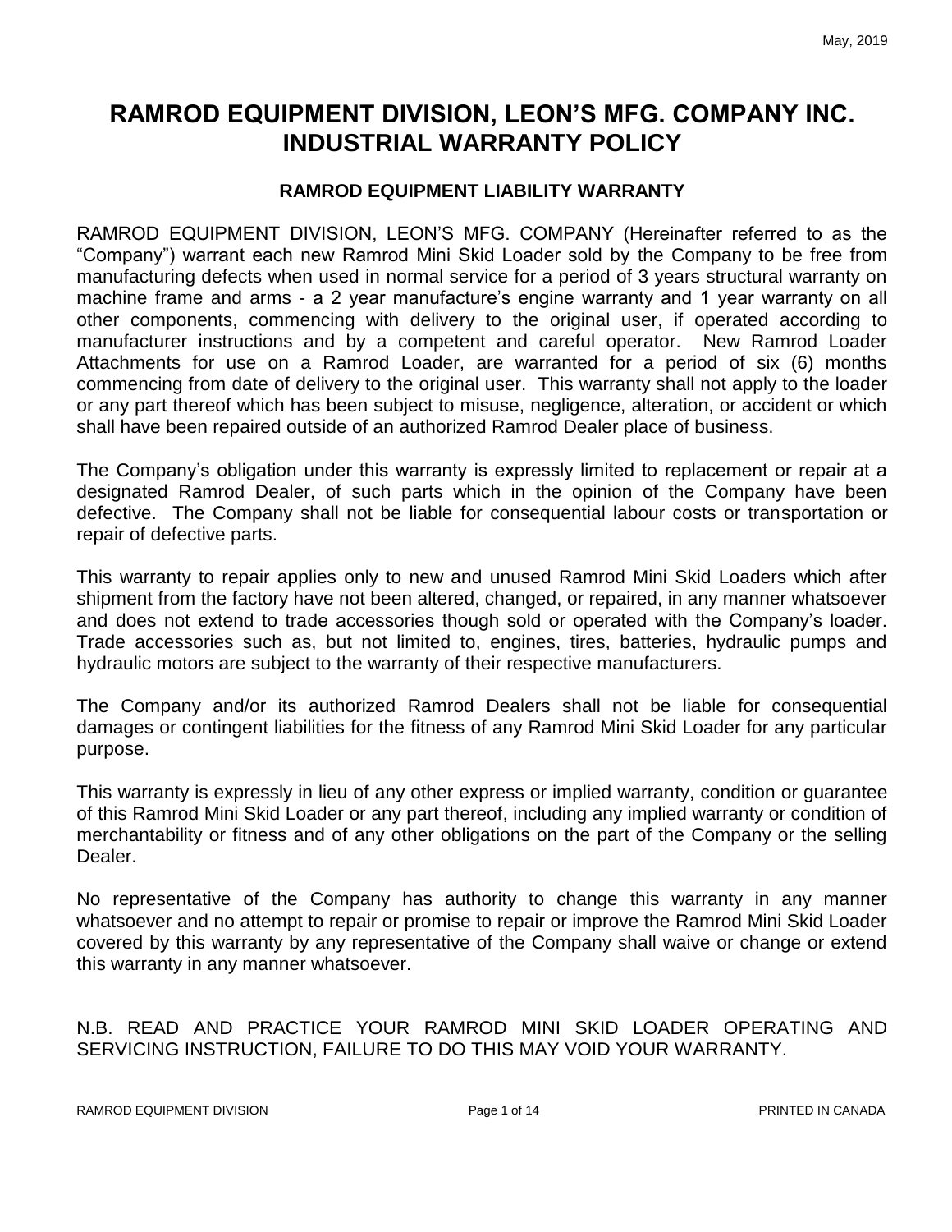May, 2019

# RAMROD EQUIPMENT DIVISION, LEON'S MFG. COMPANY INC. INDUSTRIAL WARRANTY POLICY

## RAMROD EQUIPMENT LIABILITY WARRANTY

RAMROD EQUIPMENT DIVISION, LEON'S MFG. COMPANY (Hereinafter referred to as the "Company") warrant each new Ramrod Mini Skid Loader sold by the Company to be free from manufacturing defects when used in normal service for a period of 3 years structural warranty on machine frame and arms - a 2 year manufacture's engine warranty and 1 year warranty on all other components, commencing with delivery to the original user, if operated according to manufacturer instructions and by a competent and careful operator. New Ramrod Loader Attachments for use on a Ramrod Loader, are warranted for a period of six (6) months commencing from date of delivery to the original user. This warranty shall not apply to the loader or any part thereof which has been subject to misuse, negligence, alteration, or accident or which shall have been repaired outside of an authorized Ramrod Dealer place of business.

The Company's obligation under this warranty is expressly limited to replacement or repair at a designated Ramrod Dealer, of such parts which in the opinion of the Company have been defective. The Company shall not be liable for consequential labour costs or transportation or repair of defective parts.

This warranty to repair applies only to new and unused Ramrod Mini Skid Loaders which after shipment from the factory have not been altered, changed, or repaired, in any manner whatsoever and does not extend to trade accessories though sold or operated with the Company's loader. Trade accessories such as, but not limited to, engines, tires, batteries, hydraulic pumps and hydraulic motors are subject to the warranty of their respective manufacturers.

The Company and/or its authorized Ramrod Dealers shall not be liable for consequential damages or contingent liabilities for the fitness of any Ramrod Mini Skid Loader for any particular purpose.

This warranty is expressly in lieu of any other express or implied warranty, condition or guarantee of this Ramrod Mini Skid Loader or any part thereof, including any implied warranty or condition of merchantability or fitness and of any other obligations on the part of the Company or the selling Dealer.

No representative of the Company has authority to change this warranty in any manner whatsoever and no attempt to repair or promise to repair or improve the Ramrod Mini Skid Loader covered by this warranty by any representative of the Company shall waive or change or extend this warranty in any manner whatsoever.

N.B. READ AND PRACTICE YOUR RAMROD MINI SKID LOADER OPERATING AND SERVICING INSTRUCTION, FAILURE TO DO THIS MAY VOID YOUR WARRANTY.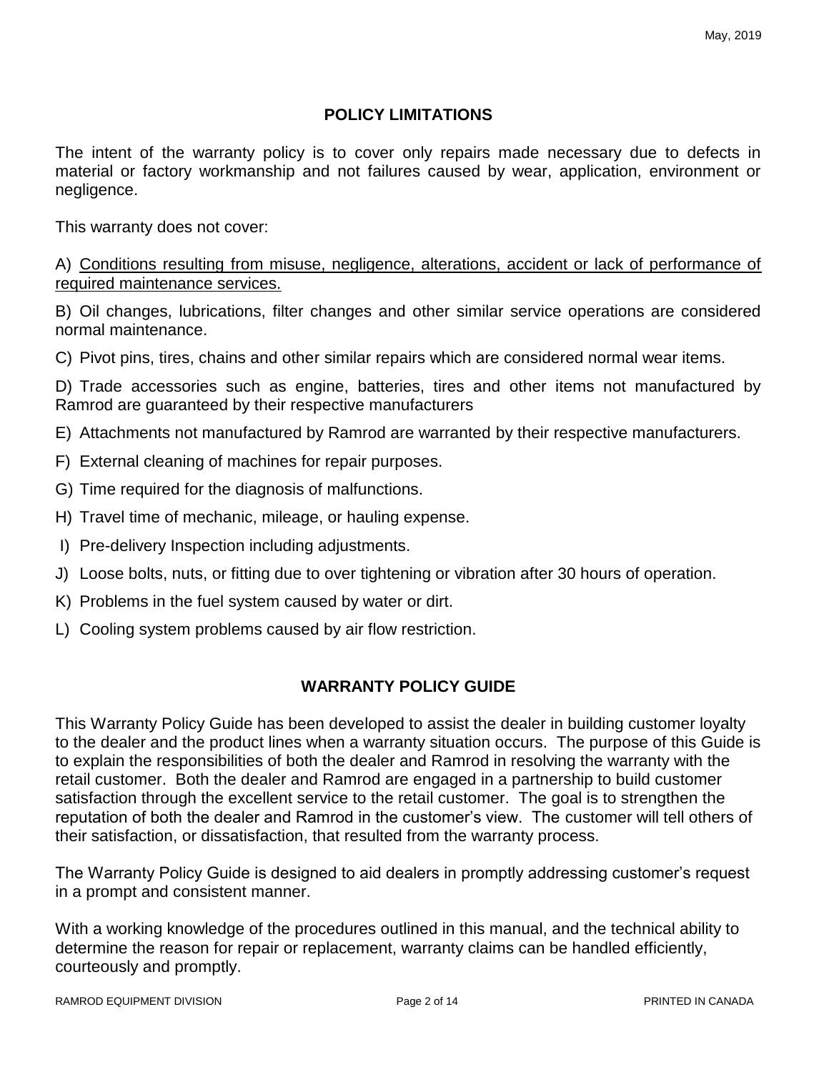## POLICY LIMITATIONS

The intent of the warranty policy is to cover only repairs made necessary due to defects in material or factory workmanship and not failures caused by wear, application, environment or negligence.

This warranty does not cover:

A) <u>Conditions resulting from misuse, negligence, alterations, accident or lack of performance of required maintenance services.</u>

B) Oil changes, lubrications, filter changes and other similar service operations are considered normal maintenance.

C) Pivot pins, tires, chains and other similar repairs which are considered normal wear items.

D) Trade accessories such as engine, batteries, tires and other items not manufactured by Ramrod are guaranteed by their respective manufacturers

E) Attachments not manufactured by Ramrod are warranted by their respective manufacturers.

F) External cleaning of machines for repair purposes.

G) Time required for the diagnosis of malfunctions.

H) Travel time of mechanic, mileage, or hauling expense.

I) Pre-delivery Inspection including adjustments.

J) Loose bolts, nuts, or fitting due to over tightening or vibration after 30 hours of operation.

K) Problems in the fuel system caused by water or dirt.

L) Cooling system problems caused by air flow restriction.

## WARRANTY POLICY GUIDE

This Warranty Policy Guide has been developed to assist the dealer in building customer loyalty to the dealer and the product lines when a warranty situation occurs. The purpose of this Guide is to explain the responsibilities of both the dealer and Ramrod in resolving the warranty with the retail customer. Both the dealer and Ramrod are engaged in a partnership to build customer satisfaction through the excellent service to the retail customer. The goal is to strengthen the reputation of both the dealer and Ramrod in the customer's view. The customer will tell others of their satisfaction, or dissatisfaction, that resulted from the warranty process.

The Warranty Policy Guide is designed to aid dealers in promptly addressing customer's request in a prompt and consistent manner.

With a working knowledge of the procedures outlined in this manual, and the technical ability to determine the reason for repair or replacement, warranty claims can be handled efficiently, courteously and promptly.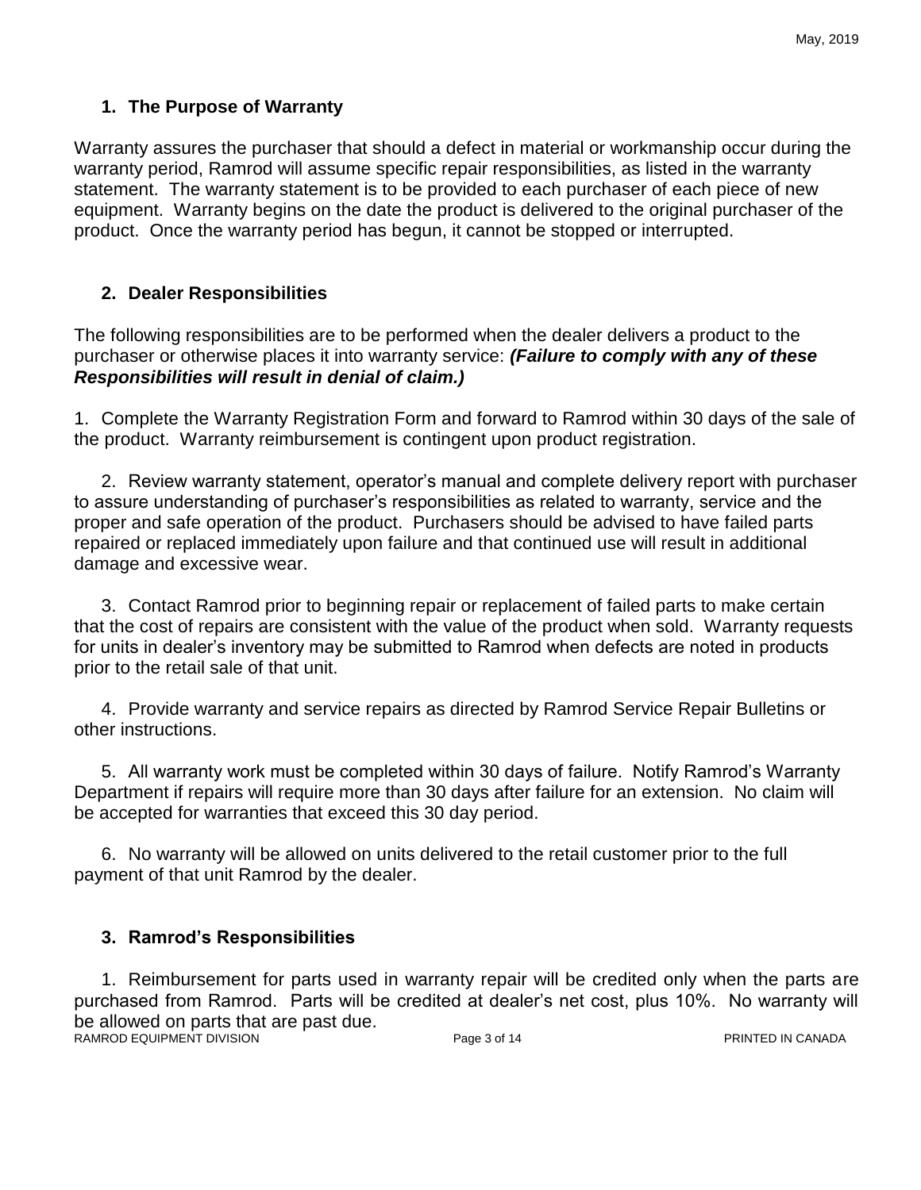## 1. The Purpose of Warranty

Warranty assures the purchaser that should a defect in material or workmanship occur during the warranty period, Ramrod will assume specific repair responsibilities, as listed in the warranty statement. The warranty statement is to be provided to each purchaser of each piece of new equipment. Warranty begins on the date the product is delivered to the original purchaser of the product. Once the warranty period has begun, it cannot be stopped or interrupted.

## 2. Dealer Responsibilities

The following responsibilities are to be performed when the dealer delivers a product to the purchaser or otherwise places it into warranty service: ***(Failure to comply with any of these Responsibilities will result in denial of claim.)***

1. Complete the Warranty Registration Form and forward to Ramrod within 30 days of the sale of the product. Warranty reimbursement is contingent upon product registration.

2. Review warranty statement, operator's manual and complete delivery report with purchaser to assure understanding of purchaser's responsibilities as related to warranty, service and the proper and safe operation of the product. Purchasers should be advised to have failed parts repaired or replaced immediately upon failure and that continued use will result in additional damage and excessive wear.

3. Contact Ramrod prior to beginning repair or replacement of failed parts to make certain that the cost of repairs are consistent with the value of the product when sold. Warranty requests for units in dealer's inventory may be submitted to Ramrod when defects are noted in products prior to the retail sale of that unit.

4. Provide warranty and service repairs as directed by Ramrod Service Repair Bulletins or other instructions.

5. All warranty work must be completed within 30 days of failure. Notify Ramrod's Warranty Department if repairs will require more than 30 days after failure for an extension. No claim will be accepted for warranties that exceed this 30 day period.

6. No warranty will be allowed on units delivered to the retail customer prior to the full payment of that unit Ramrod by the dealer.

## 3. Ramrod's Responsibilities

1. Reimbursement for parts used in warranty repair will be credited only when the parts are purchased from Ramrod. Parts will be credited at dealer's net cost, plus 10%. No warranty will be allowed on parts that are past due.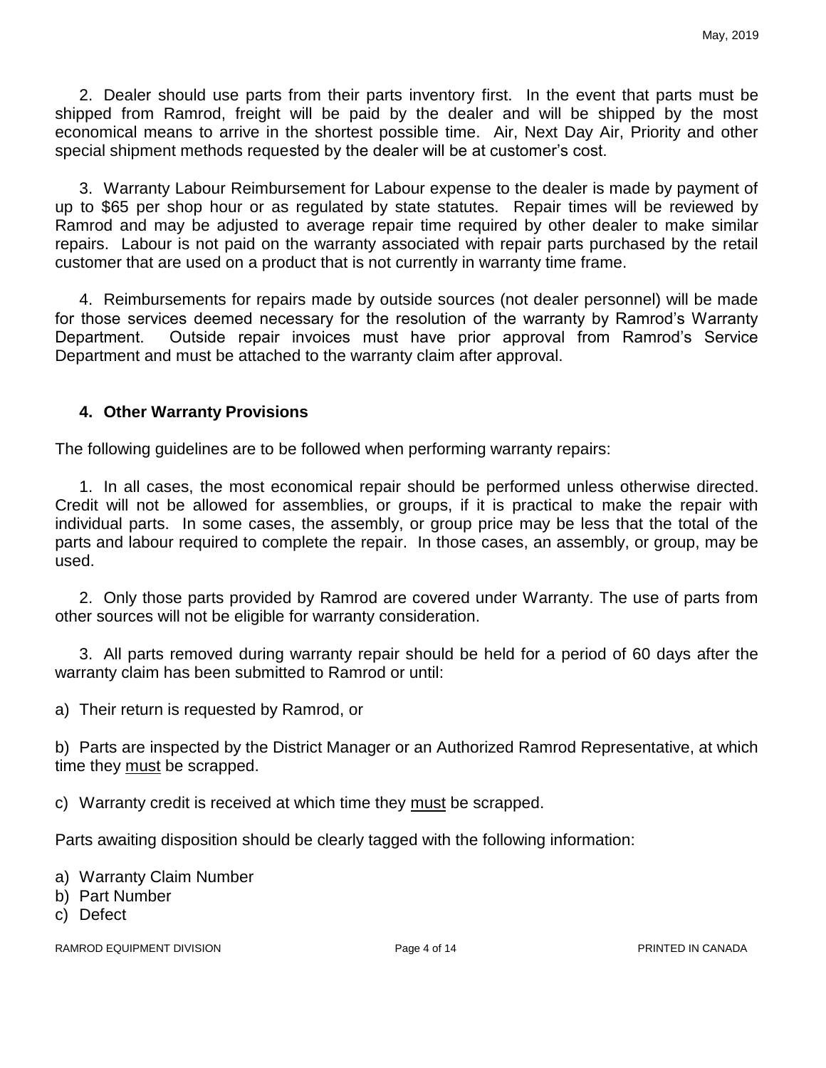2. Dealer should use parts from their parts inventory first. In the event that parts must be shipped from Ramrod, freight will be paid by the dealer and will be shipped by the most economical means to arrive in the shortest possible time. Air, Next Day Air, Priority and other special shipment methods requested by the dealer will be at customer's cost.

3. Warranty Labour Reimbursement for Labour expense to the dealer is made by payment of up to $65 per shop hour or as regulated by state statutes. Repair times will be reviewed by Ramrod and may be adjusted to average repair time required by other dealer to make similar repairs. Labour is not paid on the warranty associated with repair parts purchased by the retail customer that are used on a product that is not currently in warranty time frame.

4. Reimbursements for repairs made by outside sources (not dealer personnel) will be made for those services deemed necessary for the resolution of the warranty by Ramrod's Warranty Department. Outside repair invoices must have prior approval from Ramrod's Service Department and must be attached to the warranty claim after approval.

## 4. Other Warranty Provisions

The following guidelines are to be followed when performing warranty repairs:

1. In all cases, the most economical repair should be performed unless otherwise directed. Credit will not be allowed for assemblies, or groups, if it is practical to make the repair with individual parts. In some cases, the assembly, or group price may be less that the total of the parts and labour required to complete the repair. In those cases, an assembly, or group, may be used.

2. Only those parts provided by Ramrod are covered under Warranty. The use of parts from other sources will not be eligible for warranty consideration.

3. All parts removed during warranty repair should be held for a period of 60 days after the warranty claim has been submitted to Ramrod or until:

a) Their return is requested by Ramrod, or

b) Parts are inspected by the District Manager or an Authorized Ramrod Representative, at which time they must be scrapped.

c) Warranty credit is received at which time they must be scrapped.

Parts awaiting disposition should be clearly tagged with the following information:

a) Warranty Claim Number
b) Part Number
c) Defect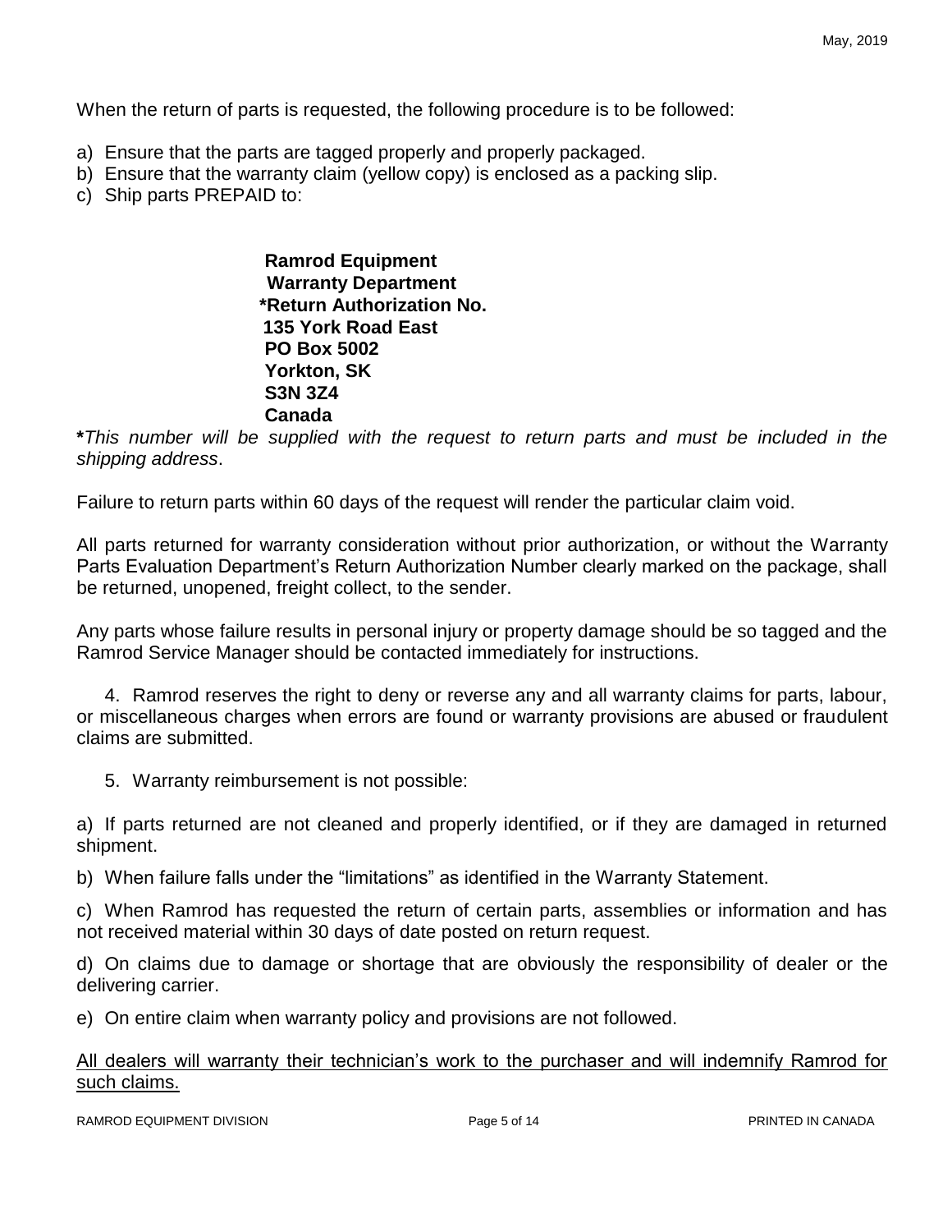When the return of parts is requested, the following procedure is to be followed:

a) Ensure that the parts are tagged properly and properly packaged.
b) Ensure that the warranty claim (yellow copy) is enclosed as a packing slip.
c) Ship parts PREPAID to:

> **Ramrod Equipment**
> **Warranty Department**
> ***Return Authorization No.**
> **135 York Road East**
> **PO Box 5002**
> **Yorkton, SK**
> **S3N 3Z4**
> **Canada**

***This number will be supplied with the request to return parts and must be included in the shipping address*.

Failure to return parts within 60 days of the request will render the particular claim void.

All parts returned for warranty consideration without prior authorization, or without the Warranty Parts Evaluation Department's Return Authorization Number clearly marked on the package, shall be returned, unopened, freight collect, to the sender.

Any parts whose failure results in personal injury or property damage should be so tagged and the Ramrod Service Manager should be contacted immediately for instructions.

4. Ramrod reserves the right to deny or reverse any and all warranty claims for parts, labour, or miscellaneous charges when errors are found or warranty provisions are abused or fraudulent claims are submitted.

5. Warranty reimbursement is not possible:

a) If parts returned are not cleaned and properly identified, or if they are damaged in returned shipment.

b) When failure falls under the "limitations" as identified in the Warranty Statement.

c) When Ramrod has requested the return of certain parts, assemblies or information and has not received material within 30 days of date posted on return request.

d) On claims due to damage or shortage that are obviously the responsibility of dealer or the delivering carrier.

e) On entire claim when warranty policy and provisions are not followed.

<u>All dealers will warranty their technician's work to the purchaser and will indemnify Ramrod for such claims.</u>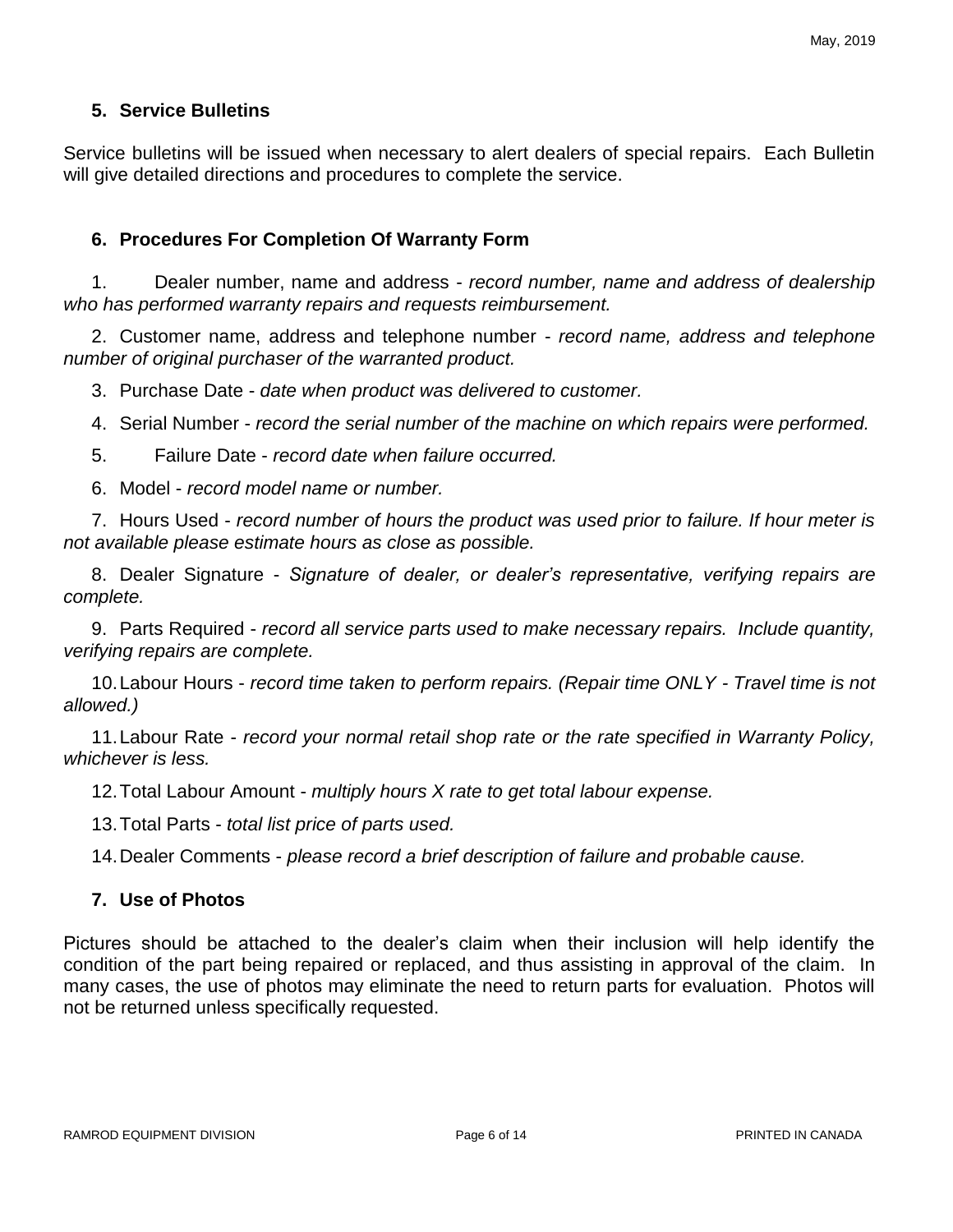## 5. Service Bulletins

Service bulletins will be issued when necessary to alert dealers of special repairs. Each Bulletin will give detailed directions and procedures to complete the service.

## 6. Procedures For Completion Of Warranty Form

1. Dealer number, name and address - *record number, name and address of dealership who has performed warranty repairs and requests reimbursement.*
2. Customer name, address and telephone number - *record name, address and telephone number of original purchaser of the warranted product.*
3. Purchase Date - *date when product was delivered to customer.*
4. Serial Number - *record the serial number of the machine on which repairs were performed.*
5. Failure Date - *record date when failure occurred.*
6. Model - *record model name or number.*
7. Hours Used - *record number of hours the product was used prior to failure. If hour meter is not available please estimate hours as close as possible.*
8. Dealer Signature - *Signature of dealer, or dealer's representative, verifying repairs are complete.*
9. Parts Required - *record all service parts used to make necessary repairs. Include quantity, verifying repairs are complete.*
10. Labour Hours - *record time taken to perform repairs. (Repair time ONLY - Travel time is not allowed.)*
11. Labour Rate - *record your normal retail shop rate or the rate specified in Warranty Policy, whichever is less.*
12. Total Labour Amount - *multiply hours X rate to get total labour expense.*
13. Total Parts - *total list price of parts used.*
14. Dealer Comments - *please record a brief description of failure and probable cause.*

## 7. Use of Photos

Pictures should be attached to the dealer's claim when their inclusion will help identify the condition of the part being repaired or replaced, and thus assisting in approval of the claim. In many cases, the use of photos may eliminate the need to return parts for evaluation. Photos will not be returned unless specifically requested.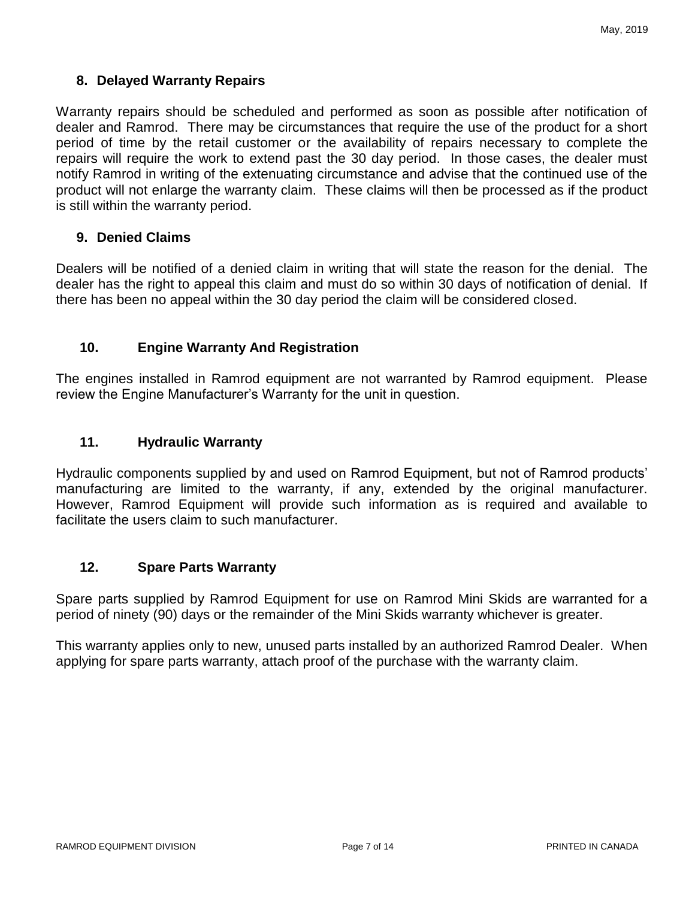## 8. Delayed Warranty Repairs

Warranty repairs should be scheduled and performed as soon as possible after notification of dealer and Ramrod. There may be circumstances that require the use of the product for a short period of time by the retail customer or the availability of repairs necessary to complete the repairs will require the work to extend past the 30 day period. In those cases, the dealer must notify Ramrod in writing of the extenuating circumstance and advise that the continued use of the product will not enlarge the warranty claim. These claims will then be processed as if the product is still within the warranty period.

## 9. Denied Claims

Dealers will be notified of a denied claim in writing that will state the reason for the denial. The dealer has the right to appeal this claim and must do so within 30 days of notification of denial. If there has been no appeal within the 30 day period the claim will be considered closed.

## 10. Engine Warranty And Registration

The engines installed in Ramrod equipment are not warranted by Ramrod equipment. Please review the Engine Manufacturer's Warranty for the unit in question.

## 11. Hydraulic Warranty

Hydraulic components supplied by and used on Ramrod Equipment, but not of Ramrod products' manufacturing are limited to the warranty, if any, extended by the original manufacturer. However, Ramrod Equipment will provide such information as is required and available to facilitate the users claim to such manufacturer.

## 12. Spare Parts Warranty

Spare parts supplied by Ramrod Equipment for use on Ramrod Mini Skids are warranted for a period of ninety (90) days or the remainder of the Mini Skids warranty whichever is greater.

This warranty applies only to new, unused parts installed by an authorized Ramrod Dealer. When applying for spare parts warranty, attach proof of the purchase with the warranty claim.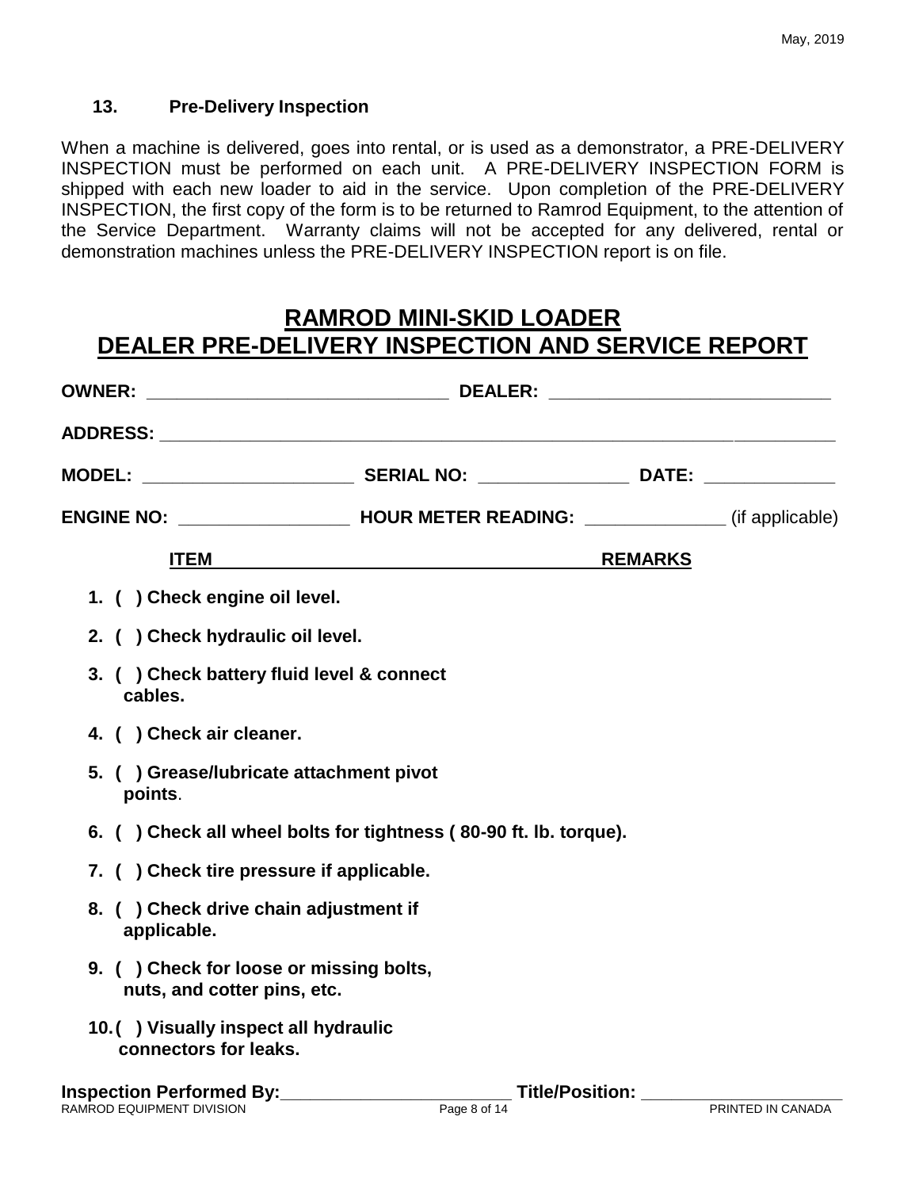## 13. Pre-Delivery Inspection

When a machine is delivered, goes into rental, or is used as a demonstrator, a PRE-DELIVERY INSPECTION must be performed on each unit. A PRE-DELIVERY INSPECTION FORM is shipped with each new loader to aid in the service. Upon completion of the PRE-DELIVERY INSPECTION, the first copy of the form is to be returned to Ramrod Equipment, to the attention of the Service Department. Warranty claims will not be accepted for any delivered, rental or demonstration machines unless the PRE-DELIVERY INSPECTION report is on file.

# RAMROD MINI-SKID LOADER
# DEALER PRE-DELIVERY INSPECTION AND SERVICE REPORT

**OWNER:** ______________________________ **DEALER:** ____________________________

**ADDRESS:** ______________________________________________________________________

**MODEL:** _____________________ **SERIAL NO:** _______________ **DATE:** _____________

**ENGINE NO:** _________________ **HOUR METER READING:** ______________ (if applicable)

**ITEM** **REMARKS**

1. **( ) Check engine oil level.**
2. **( ) Check hydraulic oil level.**
3. **( ) Check battery fluid level & connect cables.**
4. **( ) Check air cleaner.**
5. **( ) Grease/lubricate attachment pivot points.**
6. **( ) Check all wheel bolts for tightness ( 80-90 ft. lb. torque).**
7. **( ) Check tire pressure if applicable.**
8. **( ) Check drive chain adjustment if applicable.**
9. **( ) Check for loose or missing bolts, nuts, and cotter pins, etc.**
10. **( ) Visually inspect all hydraulic connectors for leaks.**

**Inspection Performed By:________________________ Title/Position: ____________________**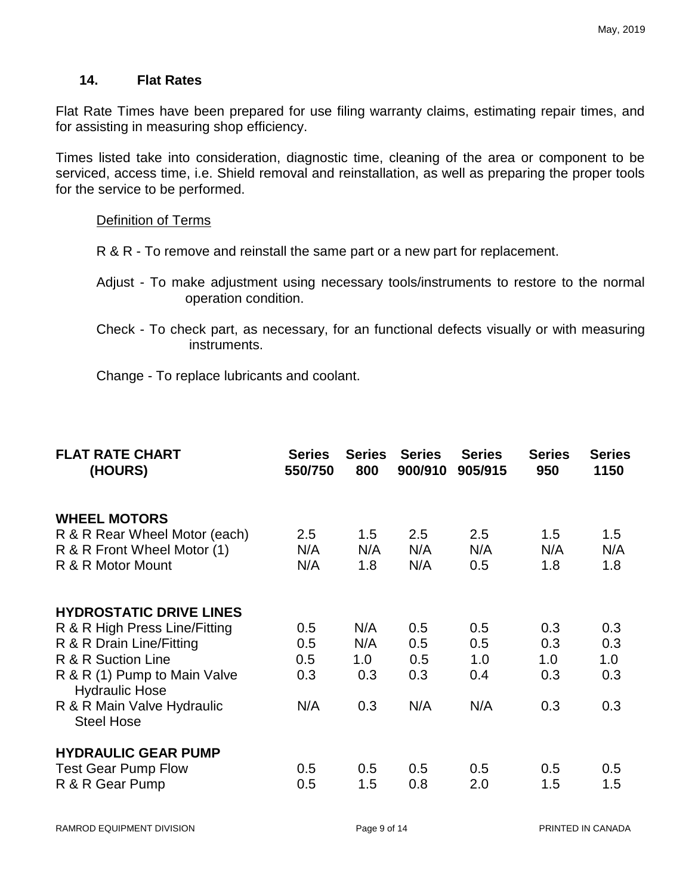## 14. Flat Rates

Flat Rate Times have been prepared for use filing warranty claims, estimating repair times, and for assisting in measuring shop efficiency.

Times listed take into consideration, diagnostic time, cleaning of the area or component to be serviced, access time, i.e. Shield removal and reinstallation, as well as preparing the proper tools for the service to be performed.

Definition of Terms

R & R - To remove and reinstall the same part or a new part for replacement.

Adjust - To make adjustment using necessary tools/instruments to restore to the normal operation condition.

Check - To check part, as necessary, for an functional defects visually or with measuring instruments.

Change - To replace lubricants and coolant.

| FLAT RATE CHART (HOURS) | Series 550/750 | Series 800 | Series 900/910 | Series 905/915 | Series 950 | Series 1150 |
|---|---|---|---|---|---|---|
| **WHEEL MOTORS** | | | | | | |
| R & R Rear Wheel Motor (each) | 2.5 | 1.5 | 2.5 | 2.5 | 1.5 | 1.5 |
| R & R Front Wheel Motor (1) | N/A | N/A | N/A | N/A | N/A | N/A |
| R & R Motor Mount | N/A | 1.8 | N/A | 0.5 | 1.8 | 1.8 |
| **HYDROSTATIC DRIVE LINES** | | | | | | |
| R & R High Press Line/Fitting | 0.5 | N/A | 0.5 | 0.5 | 0.3 | 0.3 |
| R & R Drain Line/Fitting | 0.5 | N/A | 0.5 | 0.5 | 0.3 | 0.3 |
| R & R Suction Line | 0.5 | 1.0 | 0.5 | 1.0 | 1.0 | 1.0 |
| R & R (1) Pump to Main Valve Hydraulic Hose | 0.3 | 0.3 | 0.3 | 0.4 | 0.3 | 0.3 |
| R & R Main Valve Hydraulic Steel Hose | N/A | 0.3 | N/A | N/A | 0.3 | 0.3 |
| **HYDRAULIC GEAR PUMP** | | | | | | |
| Test Gear Pump Flow | 0.5 | 0.5 | 0.5 | 0.5 | 0.5 | 0.5 |
| R & R Gear Pump | 0.5 | 1.5 | 0.8 | 2.0 | 1.5 | 1.5 |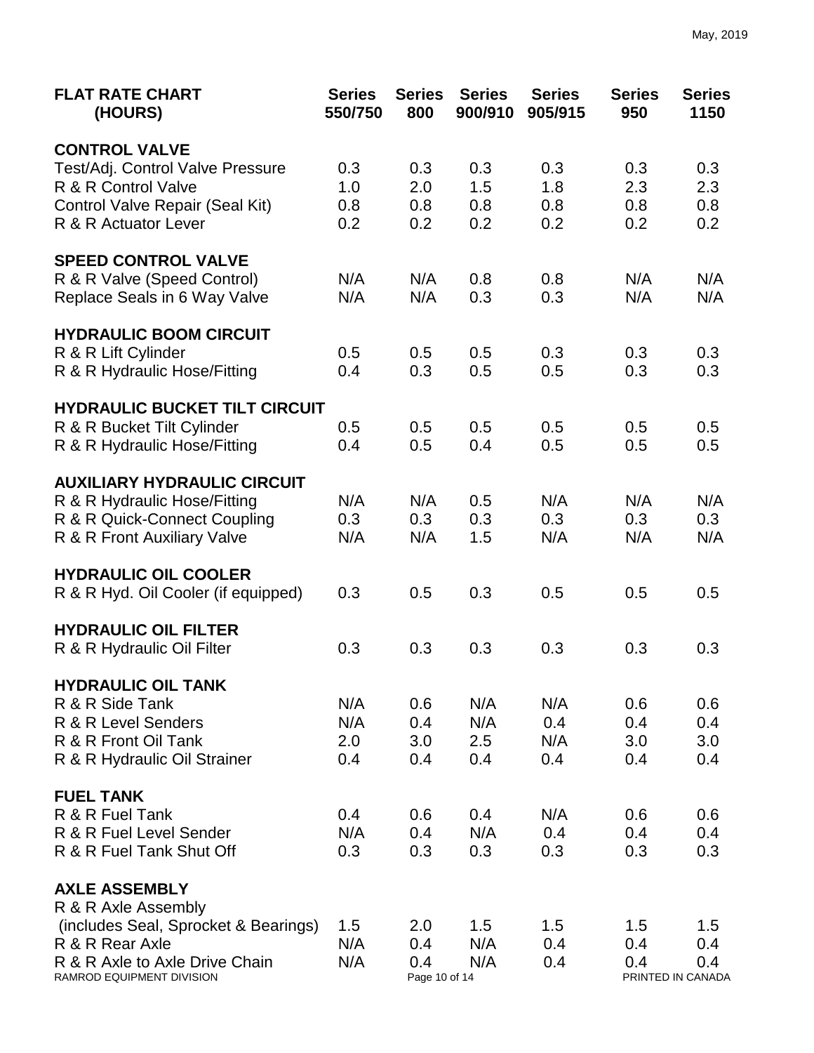| FLAT RATE CHART (HOURS) | Series 550/750 | Series 800 | Series 900/910 | Series 905/915 | Series 950 | Series 1150 |
|---|---|---|---|---|---|---|
| **CONTROL VALVE** | | | | | | |
| Test/Adj. Control Valve Pressure | 0.3 | 0.3 | 0.3 | 0.3 | 0.3 | 0.3 |
| R & R Control Valve | 1.0 | 2.0 | 1.5 | 1.8 | 2.3 | 2.3 |
| Control Valve Repair (Seal Kit) | 0.8 | 0.8 | 0.8 | 0.8 | 0.8 | 0.8 |
| R & R Actuator Lever | 0.2 | 0.2 | 0.2 | 0.2 | 0.2 | 0.2 |
| **SPEED CONTROL VALVE** | | | | | | |
| R & R Valve (Speed Control) | N/A | N/A | 0.8 | 0.8 | N/A | N/A |
| Replace Seals in 6 Way Valve | N/A | N/A | 0.3 | 0.3 | N/A | N/A |
| **HYDRAULIC BOOM CIRCUIT** | | | | | | |
| R & R Lift Cylinder | 0.5 | 0.5 | 0.5 | 0.3 | 0.3 | 0.3 |
| R & R Hydraulic Hose/Fitting | 0.4 | 0.3 | 0.5 | 0.5 | 0.3 | 0.3 |
| **HYDRAULIC BUCKET TILT CIRCUIT** | | | | | | |
| R & R Bucket Tilt Cylinder | 0.5 | 0.5 | 0.5 | 0.5 | 0.5 | 0.5 |
| R & R Hydraulic Hose/Fitting | 0.4 | 0.5 | 0.4 | 0.5 | 0.5 | 0.5 |
| **AUXILIARY HYDRAULIC CIRCUIT** | | | | | | |
| R & R Hydraulic Hose/Fitting | N/A | N/A | 0.5 | N/A | N/A | N/A |
| R & R Quick-Connect Coupling | 0.3 | 0.3 | 0.3 | 0.3 | 0.3 | 0.3 |
| R & R Front Auxiliary Valve | N/A | N/A | 1.5 | N/A | N/A | N/A |
| **HYDRAULIC OIL COOLER** | | | | | | |
| R & R Hyd. Oil Cooler (if equipped) | 0.3 | 0.5 | 0.3 | 0.5 | 0.5 | 0.5 |
| **HYDRAULIC OIL FILTER** | | | | | | |
| R & R Hydraulic Oil Filter | 0.3 | 0.3 | 0.3 | 0.3 | 0.3 | 0.3 |
| **HYDRAULIC OIL TANK** | | | | | | |
| R & R Side Tank | N/A | 0.6 | N/A | N/A | 0.6 | 0.6 |
| R & R Level Senders | N/A | 0.4 | N/A | 0.4 | 0.4 | 0.4 |
| R & R Front Oil Tank | 2.0 | 3.0 | 2.5 | N/A | 3.0 | 3.0 |
| R & R Hydraulic Oil Strainer | 0.4 | 0.4 | 0.4 | 0.4 | 0.4 | 0.4 |
| **FUEL TANK** | | | | | | |
| R & R Fuel Tank | 0.4 | 0.6 | 0.4 | N/A | 0.6 | 0.6 |
| R & R Fuel Level Sender | N/A | 0.4 | N/A | 0.4 | 0.4 | 0.4 |
| R & R Fuel Tank Shut Off | 0.3 | 0.3 | 0.3 | 0.3 | 0.3 | 0.3 |
| **AXLE ASSEMBLY** | | | | | | |
| R & R Axle Assembly (includes Seal, Sprocket & Bearings) | 1.5 | 2.0 | 1.5 | 1.5 | 1.5 | 1.5 |
| R & R Rear Axle | N/A | 0.4 | N/A | 0.4 | 0.4 | 0.4 |
| R & R Axle to Axle Drive Chain | N/A | 0.4 | N/A | 0.4 | 0.4 | 0.4 |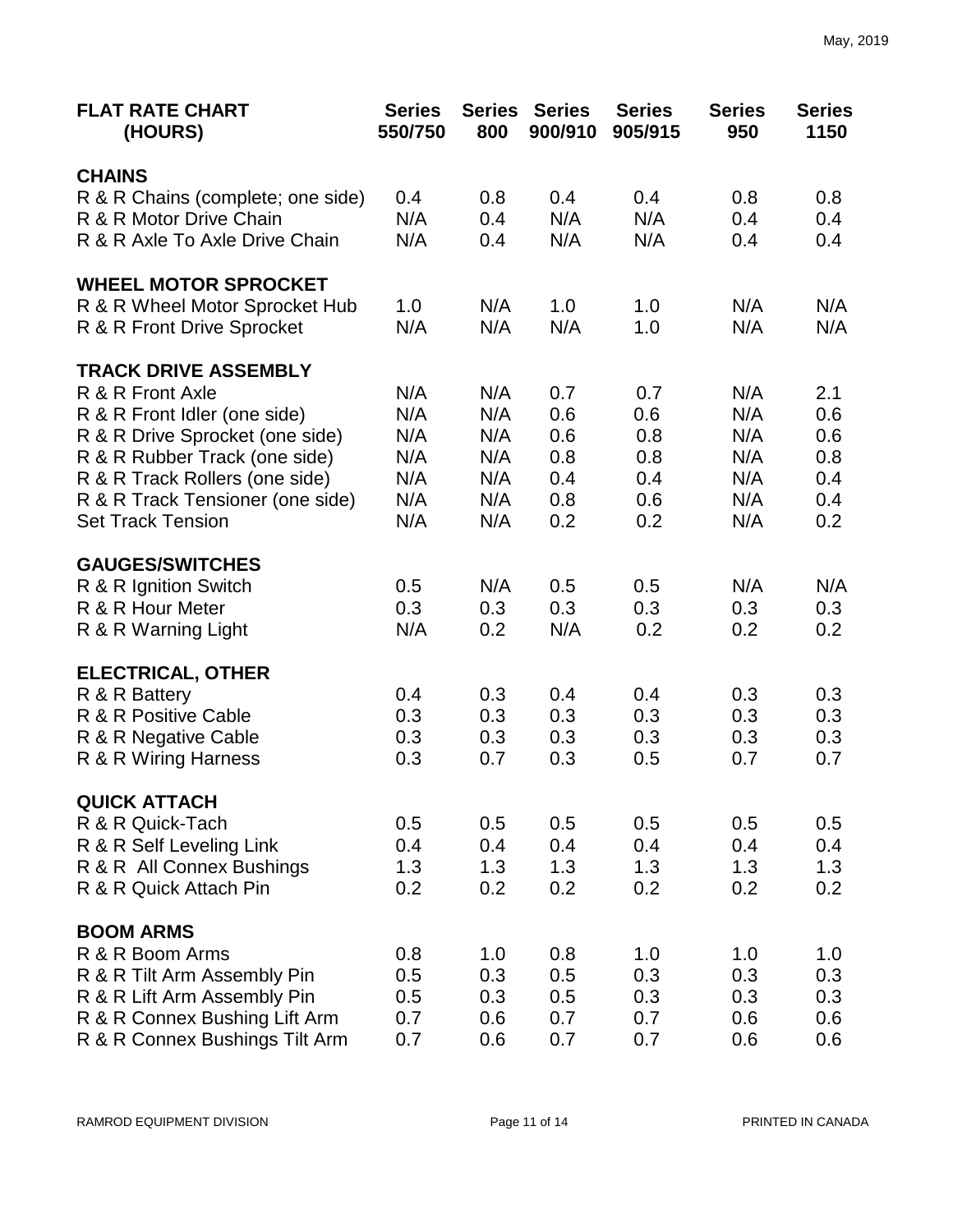| FLAT RATE CHART (HOURS) | Series 550/750 | Series 800 | Series 900/910 | Series 905/915 | Series 950 | Series 1150 |
|---|---|---|---|---|---|---|
| **CHAINS** | | | | | | |
| R & R Chains (complete; one side) | 0.4 | 0.8 | 0.4 | 0.4 | 0.8 | 0.8 |
| R & R Motor Drive Chain | N/A | 0.4 | N/A | N/A | 0.4 | 0.4 |
| R & R Axle To Axle Drive Chain | N/A | 0.4 | N/A | N/A | 0.4 | 0.4 |
| **WHEEL MOTOR SPROCKET** | | | | | | |
| R & R Wheel Motor Sprocket Hub | 1.0 | N/A | 1.0 | 1.0 | N/A | N/A |
| R & R Front Drive Sprocket | N/A | N/A | N/A | 1.0 | N/A | N/A |
| **TRACK DRIVE ASSEMBLY** | | | | | | |
| R & R Front Axle | N/A | N/A | 0.7 | 0.7 | N/A | 2.1 |
| R & R Front Idler (one side) | N/A | N/A | 0.6 | 0.6 | N/A | 0.6 |
| R & R Drive Sprocket (one side) | N/A | N/A | 0.6 | 0.8 | N/A | 0.6 |
| R & R Rubber Track (one side) | N/A | N/A | 0.8 | 0.8 | N/A | 0.8 |
| R & R Track Rollers (one side) | N/A | N/A | 0.4 | 0.4 | N/A | 0.4 |
| R & R Track Tensioner (one side) | N/A | N/A | 0.8 | 0.6 | N/A | 0.4 |
| Set Track Tension | N/A | N/A | 0.2 | 0.2 | N/A | 0.2 |
| **GAUGES/SWITCHES** | | | | | | |
| R & R Ignition Switch | 0.5 | N/A | 0.5 | 0.5 | N/A | N/A |
| R & R Hour Meter | 0.3 | 0.3 | 0.3 | 0.3 | 0.3 | 0.3 |
| R & R Warning Light | N/A | 0.2 | N/A | 0.2 | 0.2 | 0.2 |
| **ELECTRICAL, OTHER** | | | | | | |
| R & R Battery | 0.4 | 0.3 | 0.4 | 0.4 | 0.3 | 0.3 |
| R & R Positive Cable | 0.3 | 0.3 | 0.3 | 0.3 | 0.3 | 0.3 |
| R & R Negative Cable | 0.3 | 0.3 | 0.3 | 0.3 | 0.3 | 0.3 |
| R & R Wiring Harness | 0.3 | 0.7 | 0.3 | 0.5 | 0.7 | 0.7 |
| **QUICK ATTACH** | | | | | | |
| R & R Quick-Tach | 0.5 | 0.5 | 0.5 | 0.5 | 0.5 | 0.5 |
| R & R Self Leveling Link | 0.4 | 0.4 | 0.4 | 0.4 | 0.4 | 0.4 |
| R & R All Connex Bushings | 1.3 | 1.3 | 1.3 | 1.3 | 1.3 | 1.3 |
| R & R Quick Attach Pin | 0.2 | 0.2 | 0.2 | 0.2 | 0.2 | 0.2 |
| **BOOM ARMS** | | | | | | |
| R & R Boom Arms | 0.8 | 1.0 | 0.8 | 1.0 | 1.0 | 1.0 |
| R & R Tilt Arm Assembly Pin | 0.5 | 0.3 | 0.5 | 0.3 | 0.3 | 0.3 |
| R & R Lift Arm Assembly Pin | 0.5 | 0.3 | 0.5 | 0.3 | 0.3 | 0.3 |
| R & R Connex Bushing Lift Arm | 0.7 | 0.6 | 0.7 | 0.7 | 0.6 | 0.6 |
| R & R Connex Bushings Tilt Arm | 0.7 | 0.6 | 0.7 | 0.7 | 0.6 | 0.6 |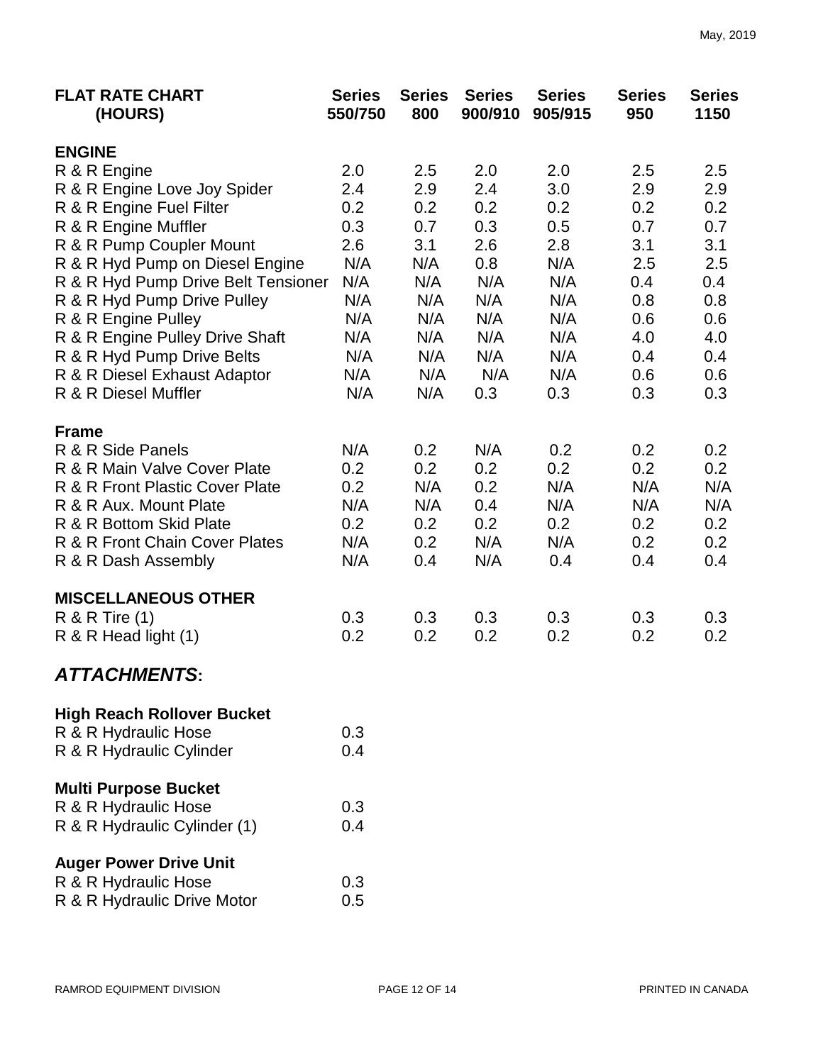| FLAT RATE CHART (HOURS) | Series 550/750 | Series 800 | Series 900/910 | Series 905/915 | Series 950 | Series 1150 |
|---|---|---|---|---|---|---|
| **ENGINE** | | | | | | |
| R & R Engine | 2.0 | 2.5 | 2.0 | 2.0 | 2.5 | 2.5 |
| R & R Engine Love Joy Spider | 2.4 | 2.9 | 2.4 | 3.0 | 2.9 | 2.9 |
| R & R Engine Fuel Filter | 0.2 | 0.2 | 0.2 | 0.2 | 0.2 | 0.2 |
| R & R Engine Muffler | 0.3 | 0.7 | 0.3 | 0.5 | 0.7 | 0.7 |
| R & R Pump Coupler Mount | 2.6 | 3.1 | 2.6 | 2.8 | 3.1 | 3.1 |
| R & R Hyd Pump on Diesel Engine | N/A | N/A | 0.8 | N/A | 2.5 | 2.5 |
| R & R Hyd Pump Drive Belt Tensioner | N/A | N/A | N/A | N/A | 0.4 | 0.4 |
| R & R Hyd Pump Drive Pulley | N/A | N/A | N/A | N/A | 0.8 | 0.8 |
| R & R Engine Pulley | N/A | N/A | N/A | N/A | 0.6 | 0.6 |
| R & R Engine Pulley Drive Shaft | N/A | N/A | N/A | N/A | 4.0 | 4.0 |
| R & R Hyd Pump Drive Belts | N/A | N/A | N/A | N/A | 0.4 | 0.4 |
| R & R Diesel Exhaust Adaptor | N/A | N/A | N/A | N/A | 0.6 | 0.6 |
| R & R Diesel Muffler | N/A | N/A | 0.3 | 0.3 | 0.3 | 0.3 |
| **Frame** | | | | | | |
| R & R Side Panels | N/A | 0.2 | N/A | 0.2 | 0.2 | 0.2 |
| R & R Main Valve Cover Plate | 0.2 | 0.2 | 0.2 | 0.2 | 0.2 | 0.2 |
| R & R Front Plastic Cover Plate | 0.2 | N/A | 0.2 | N/A | N/A | N/A |
| R & R Aux. Mount Plate | N/A | N/A | 0.4 | N/A | N/A | N/A |
| R & R Bottom Skid Plate | 0.2 | 0.2 | 0.2 | 0.2 | 0.2 | 0.2 |
| R & R Front Chain Cover Plates | N/A | 0.2 | N/A | N/A | 0.2 | 0.2 |
| R & R Dash Assembly | N/A | 0.4 | N/A | 0.4 | 0.4 | 0.4 |
| **MISCELLANEOUS OTHER** | | | | | | |
| R & R Tire (1) | 0.3 | 0.3 | 0.3 | 0.3 | 0.3 | 0.3 |
| R & R Head light (1) | 0.2 | 0.2 | 0.2 | 0.2 | 0.2 | 0.2 |

## *ATTACHMENTS*:

| **High Reach Rollover Bucket** | |
|---|---|
| R & R Hydraulic Hose | 0.3 |
| R & R Hydraulic Cylinder | 0.4 |
| **Multi Purpose Bucket** | |
| R & R Hydraulic Hose | 0.3 |
| R & R Hydraulic Cylinder (1) | 0.4 |
| **Auger Power Drive Unit** | |
| R & R Hydraulic Hose | 0.3 |
| R & R Hydraulic Drive Motor | 0.5 |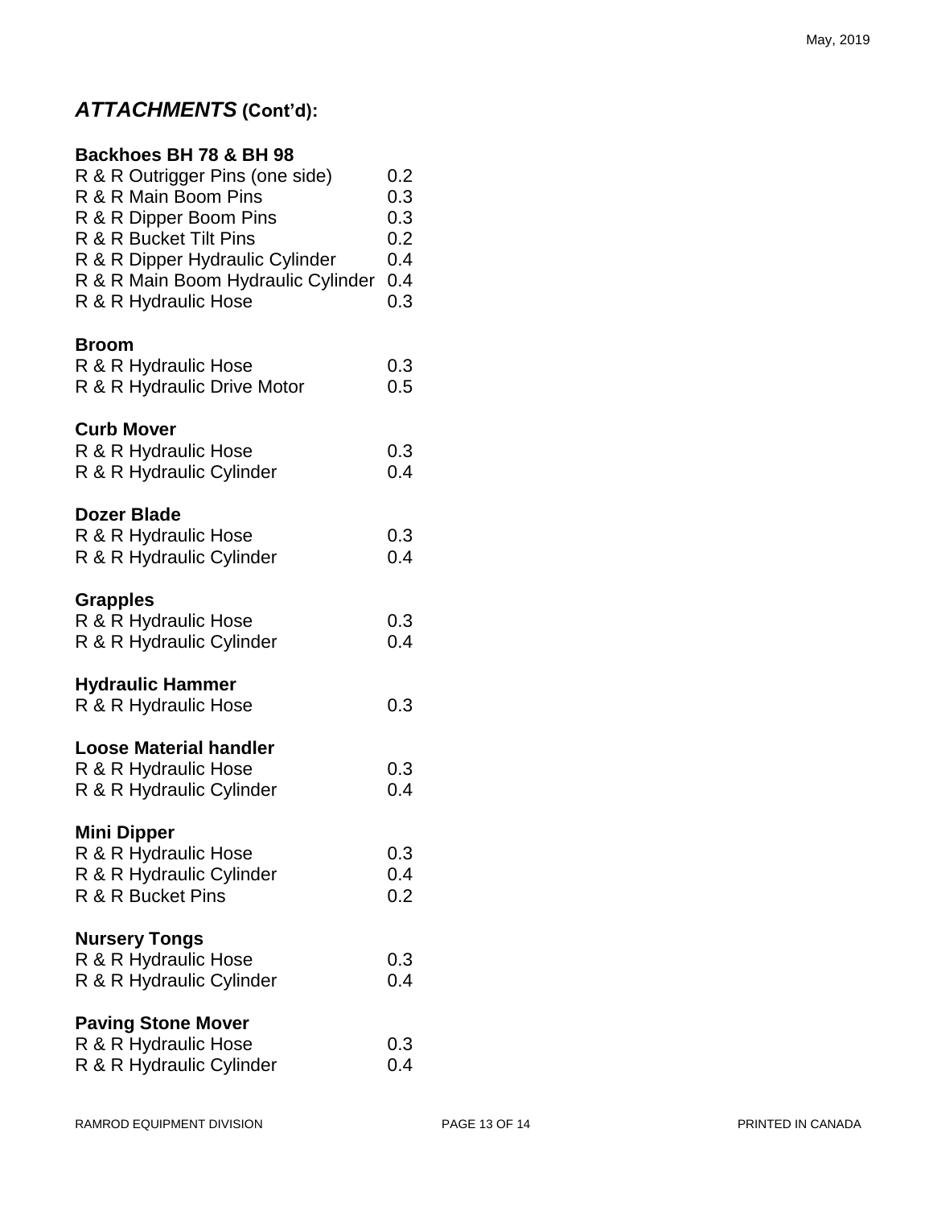## *ATTACHMENTS* (Cont'd):

**Backhoes BH 78 & BH 98**

| | |
|---|---|
| R & R Outrigger Pins (one side) | 0.2 |
| R & R Main Boom Pins | 0.3 |
| R & R Dipper Boom Pins | 0.3 |
| R & R Bucket Tilt Pins | 0.2 |
| R & R Dipper Hydraulic Cylinder | 0.4 |
| R & R Main Boom Hydraulic Cylinder | 0.4 |
| R & R Hydraulic Hose | 0.3 |

**Broom**

| | |
|---|---|
| R & R Hydraulic Hose | 0.3 |
| R & R Hydraulic Drive Motor | 0.5 |

**Curb Mover**

| | |
|---|---|
| R & R Hydraulic Hose | 0.3 |
| R & R Hydraulic Cylinder | 0.4 |

**Dozer Blade**

| | |
|---|---|
| R & R Hydraulic Hose | 0.3 |
| R & R Hydraulic Cylinder | 0.4 |

**Grapples**

| | |
|---|---|
| R & R Hydraulic Hose | 0.3 |
| R & R Hydraulic Cylinder | 0.4 |

**Hydraulic Hammer**

| | |
|---|---|
| R & R Hydraulic Hose | 0.3 |

**Loose Material handler**

| | |
|---|---|
| R & R Hydraulic Hose | 0.3 |
| R & R Hydraulic Cylinder | 0.4 |

**Mini Dipper**

| | |
|---|---|
| R & R Hydraulic Hose | 0.3 |
| R & R Hydraulic Cylinder | 0.4 |
| R & R Bucket Pins | 0.2 |

**Nursery Tongs**

| | |
|---|---|
| R & R Hydraulic Hose | 0.3 |
| R & R Hydraulic Cylinder | 0.4 |

**Paving Stone Mover**

| | |
|---|---|
| R & R Hydraulic Hose | 0.3 |
| R & R Hydraulic Cylinder | 0.4 |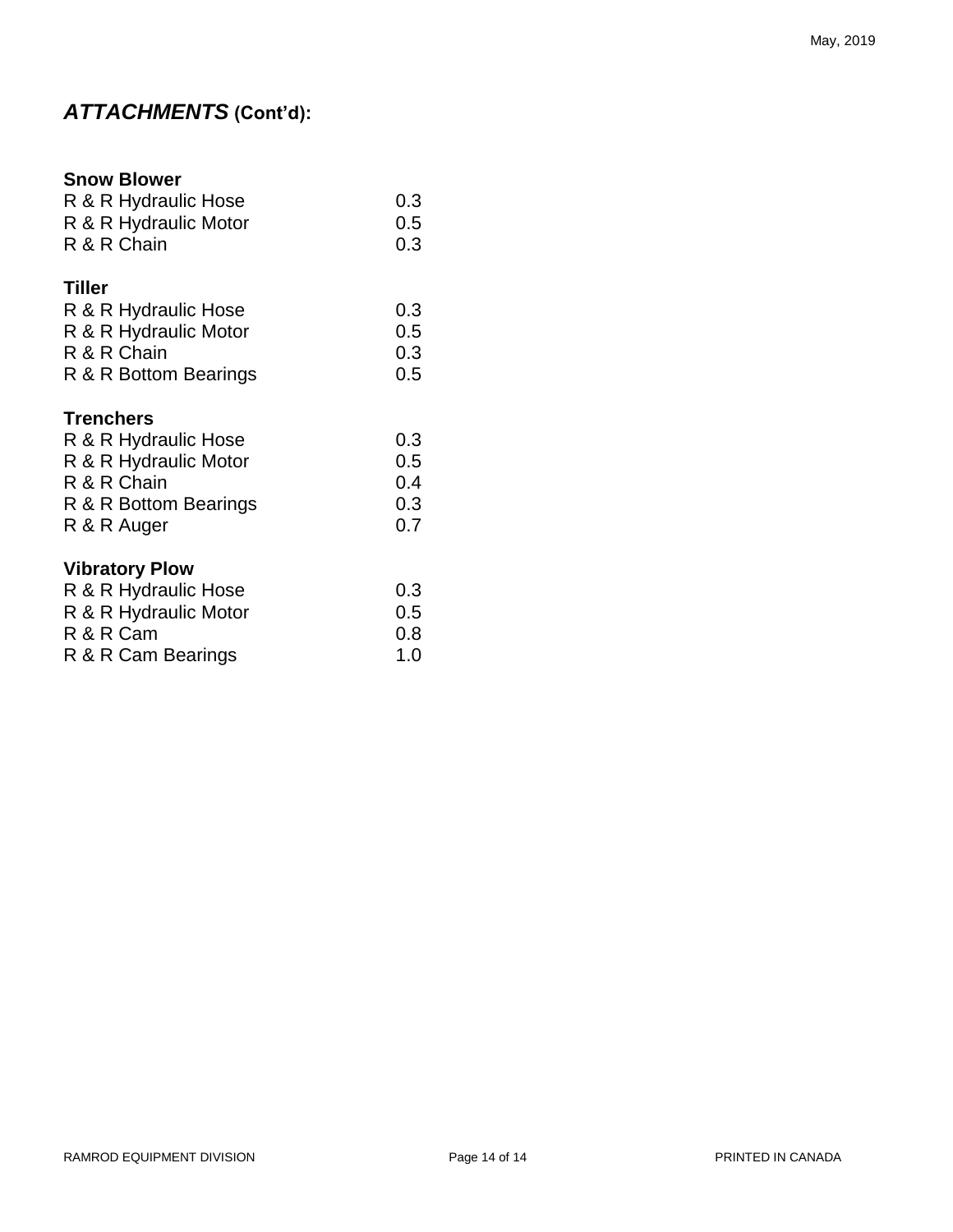## ***ATTACHMENTS* (Cont'd):**

**Snow Blower**

| | |
|---|---|
| R & R Hydraulic Hose | 0.3 |
| R & R Hydraulic Motor | 0.5 |
| R & R Chain | 0.3 |

**Tiller**

| | |
|---|---|
| R & R Hydraulic Hose | 0.3 |
| R & R Hydraulic Motor | 0.5 |
| R & R Chain | 0.3 |
| R & R Bottom Bearings | 0.5 |

**Trenchers**

| | |
|---|---|
| R & R Hydraulic Hose | 0.3 |
| R & R Hydraulic Motor | 0.5 |
| R & R Chain | 0.4 |
| R & R Bottom Bearings | 0.3 |
| R & R Auger | 0.7 |

**Vibratory Plow**

| | |
|---|---|
| R & R Hydraulic Hose | 0.3 |
| R & R Hydraulic Motor | 0.5 |
| R & R Cam | 0.8 |
| R & R Cam Bearings | 1.0 |